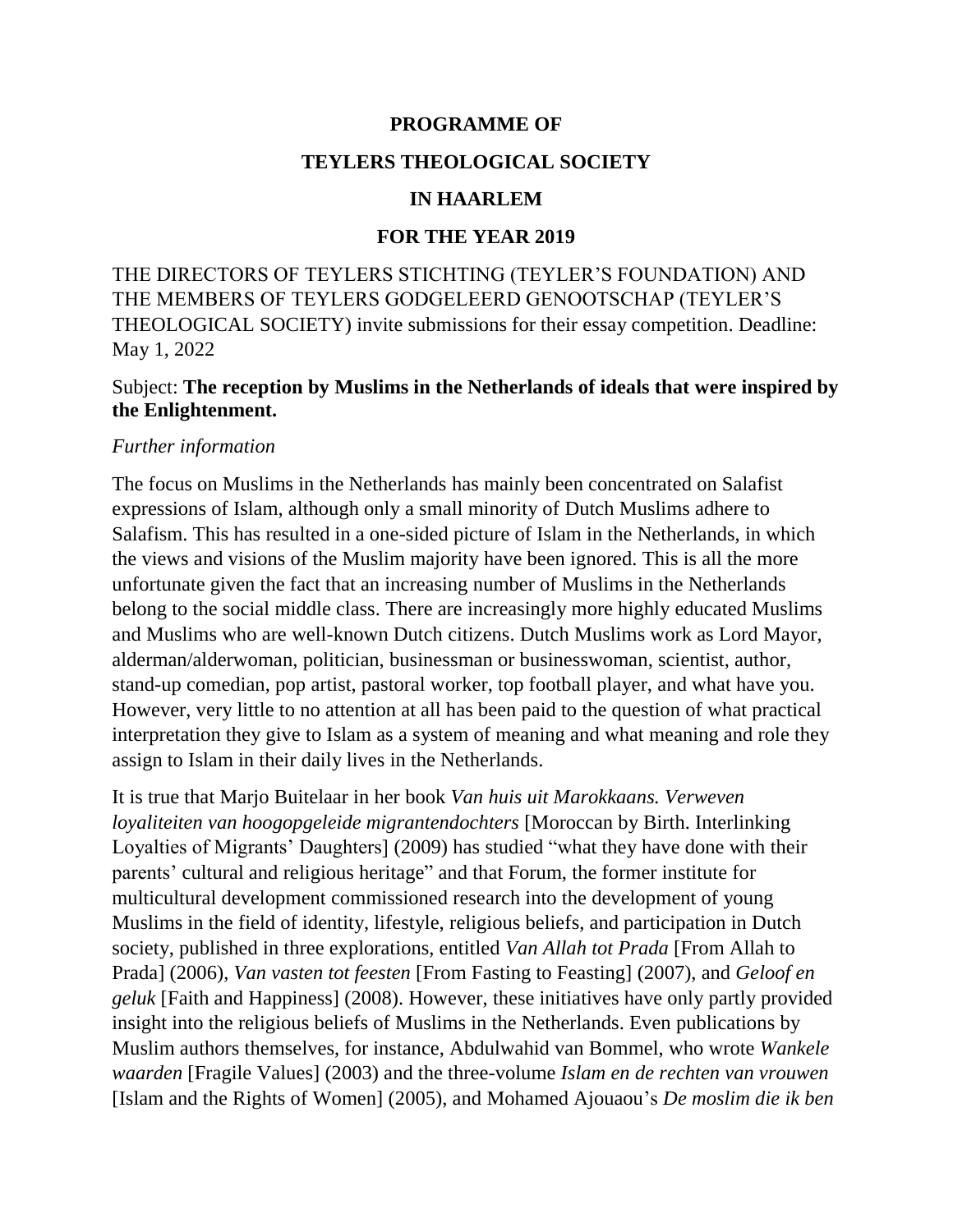**PROGRAMME OF**

**TEYLERS THEOLOGICAL SOCIETY**

**IN HAARLEM**

**FOR THE YEAR 2019**

THE DIRECTORS OF TEYLERS STICHTING (TEYLER'S FOUNDATION) AND THE MEMBERS OF TEYLERS GODGELEERD GENOOTSCHAP (TEYLER'S THEOLOGICAL SOCIETY) invite submissions for their essay competition. Deadline: May 1, 2022

Subject: **The reception by Muslims in the Netherlands of ideals that were inspired by the Enlightenment.**

*Further information*

The focus on Muslims in the Netherlands has mainly been concentrated on Salafist expressions of Islam, although only a small minority of Dutch Muslims adhere to Salafism. This has resulted in a one-sided picture of Islam in the Netherlands, in which the views and visions of the Muslim majority have been ignored. This is all the more unfortunate given the fact that an increasing number of Muslims in the Netherlands belong to the social middle class. There are increasingly more highly educated Muslims and Muslims who are well-known Dutch citizens. Dutch Muslims work as Lord Mayor, alderman/alderwoman, politician, businessman or businesswoman, scientist, author, stand-up comedian, pop artist, pastoral worker, top football player, and what have you. However, very little to no attention at all has been paid to the question of what practical interpretation they give to Islam as a system of meaning and what meaning and role they assign to Islam in their daily lives in the Netherlands.

It is true that Marjo Buitelaar in her book *Van huis uit Marokkaans. Verweven loyaliteiten van hoogopgeleide migrantendochters* [Moroccan by Birth. Interlinking Loyalties of Migrants' Daughters] (2009) has studied "what they have done with their parents' cultural and religious heritage" and that Forum, the former institute for multicultural development commissioned research into the development of young Muslims in the field of identity, lifestyle, religious beliefs, and participation in Dutch society, published in three explorations, entitled *Van Allah tot Prada* [From Allah to Prada] (2006), *Van vasten tot feesten* [From Fasting to Feasting] (2007), and *Geloof en geluk* [Faith and Happiness] (2008). However, these initiatives have only partly provided insight into the religious beliefs of Muslims in the Netherlands. Even publications by Muslim authors themselves, for instance, Abdulwahid van Bommel, who wrote *Wankele waarden* [Fragile Values] (2003) and the three-volume *Islam en de rechten van vrouwen* [Islam and the Rights of Women] (2005), and Mohamed Ajouaou's *De moslim die ik ben*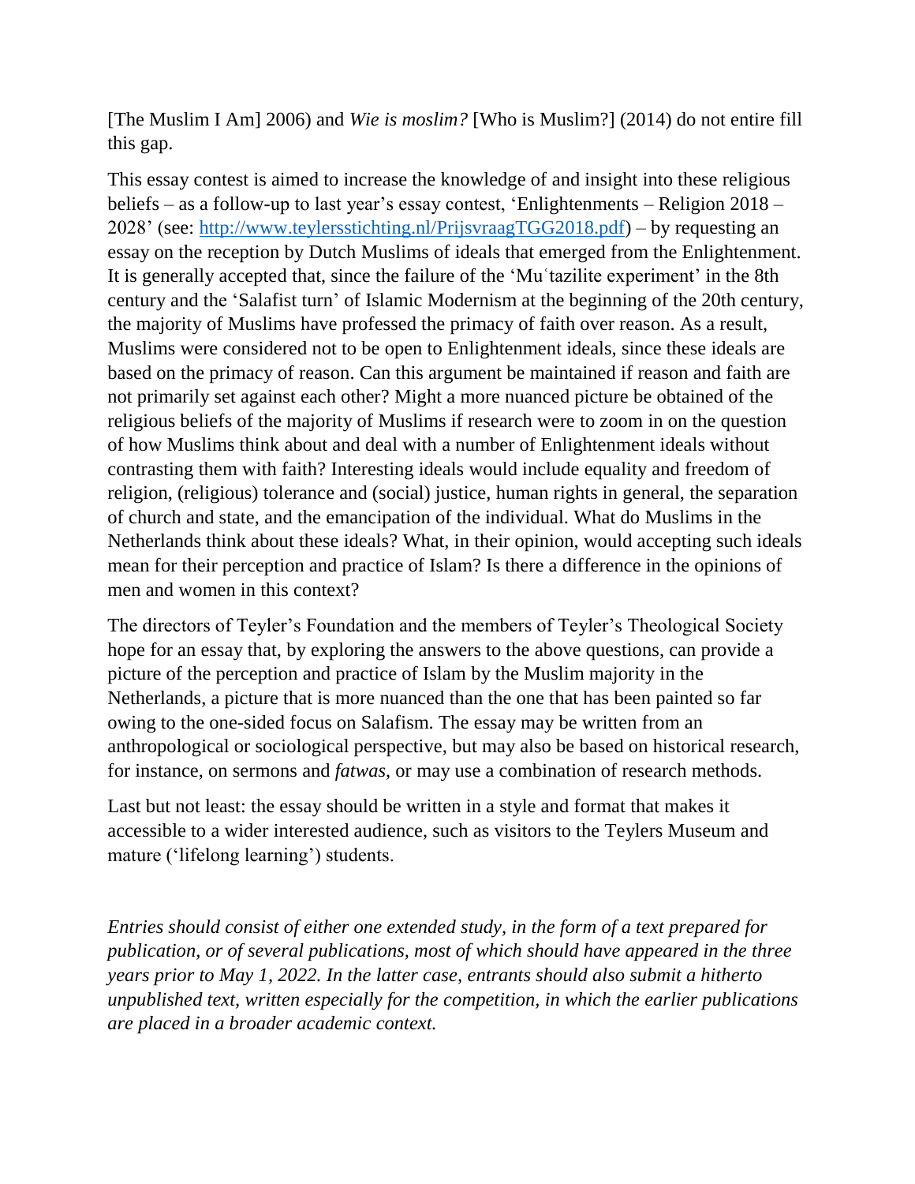[The Muslim I Am] 2006) and *Wie is moslim?* [Who is Muslim?] (2014) do not entire fill this gap.

This essay contest is aimed to increase the knowledge of and insight into these religious beliefs – as a follow-up to last year's essay contest, 'Enlightenments – Religion 2018 – 2028' (see: http://www.teylersstichting.nl/PrijsvraagTGG2018.pdf) – by requesting an essay on the reception by Dutch Muslims of ideals that emerged from the Enlightenment. It is generally accepted that, since the failure of the 'Muʿtazilite experiment' in the 8th century and the 'Salafist turn' of Islamic Modernism at the beginning of the 20th century, the majority of Muslims have professed the primacy of faith over reason. As a result, Muslims were considered not to be open to Enlightenment ideals, since these ideals are based on the primacy of reason. Can this argument be maintained if reason and faith are not primarily set against each other? Might a more nuanced picture be obtained of the religious beliefs of the majority of Muslims if research were to zoom in on the question of how Muslims think about and deal with a number of Enlightenment ideals without contrasting them with faith? Interesting ideals would include equality and freedom of religion, (religious) tolerance and (social) justice, human rights in general, the separation of church and state, and the emancipation of the individual. What do Muslims in the Netherlands think about these ideals? What, in their opinion, would accepting such ideals mean for their perception and practice of Islam? Is there a difference in the opinions of men and women in this context?

The directors of Teyler's Foundation and the members of Teyler's Theological Society hope for an essay that, by exploring the answers to the above questions, can provide a picture of the perception and practice of Islam by the Muslim majority in the Netherlands, a picture that is more nuanced than the one that has been painted so far owing to the one-sided focus on Salafism. The essay may be written from an anthropological or sociological perspective, but may also be based on historical research, for instance, on sermons and *fatwas,* or may use a combination of research methods.

Last but not least: the essay should be written in a style and format that makes it accessible to a wider interested audience, such as visitors to the Teylers Museum and mature ('lifelong learning') students.

*Entries should consist of either one extended study, in the form of a text prepared for publication, or of several publications, most of which should have appeared in the three years prior to May 1, 2022. In the latter case, entrants should also submit a hitherto unpublished text, written especially for the competition, in which the earlier publications are placed in a broader academic context.*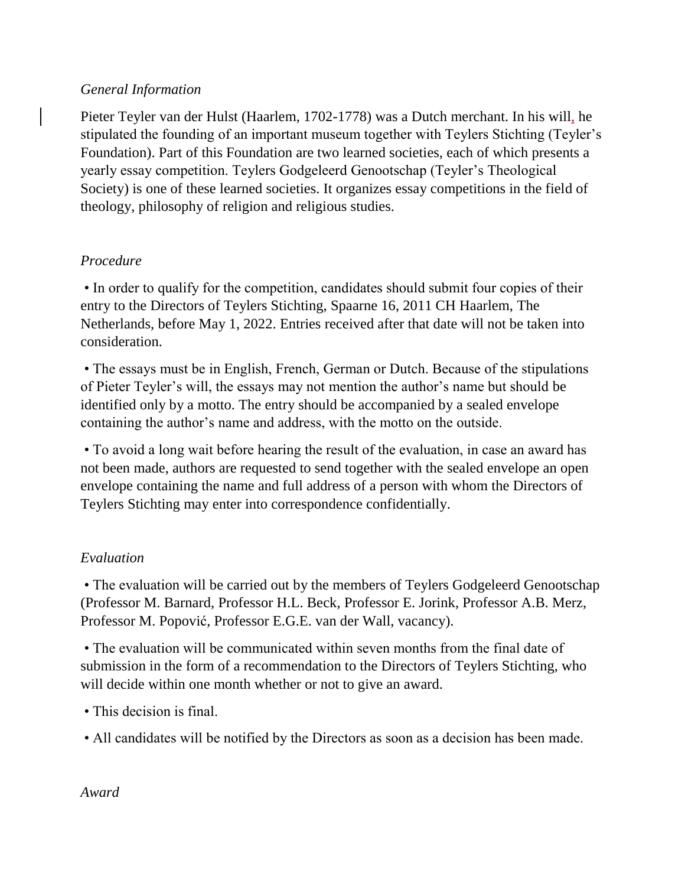*General Information*

Pieter Teyler van der Hulst (Haarlem, 1702-1778) was a Dutch merchant. In his will, he stipulated the founding of an important museum together with Teylers Stichting (Teyler's Foundation). Part of this Foundation are two learned societies, each of which presents a yearly essay competition. Teylers Godgeleerd Genootschap (Teyler's Theological Society) is one of these learned societies. It organizes essay competitions in the field of theology, philosophy of religion and religious studies.

*Procedure*

- In order to qualify for the competition, candidates should submit four copies of their entry to the Directors of Teylers Stichting, Spaarne 16, 2011 CH Haarlem, The Netherlands, before May 1, 2022. Entries received after that date will not be taken into consideration.

- The essays must be in English, French, German or Dutch. Because of the stipulations of Pieter Teyler's will, the essays may not mention the author's name but should be identified only by a motto. The entry should be accompanied by a sealed envelope containing the author's name and address, with the motto on the outside.

- To avoid a long wait before hearing the result of the evaluation, in case an award has not been made, authors are requested to send together with the sealed envelope an open envelope containing the name and full address of a person with whom the Directors of Teylers Stichting may enter into correspondence confidentially.

*Evaluation*

- The evaluation will be carried out by the members of Teylers Godgeleerd Genootschap (Professor M. Barnard, Professor H.L. Beck, Professor E. Jorink, Professor A.B. Merz, Professor M. Popović, Professor E.G.E. van der Wall, vacancy).

- The evaluation will be communicated within seven months from the final date of submission in the form of a recommendation to the Directors of Teylers Stichting, who will decide within one month whether or not to give an award.

- This decision is final.

- All candidates will be notified by the Directors as soon as a decision has been made.

*Award*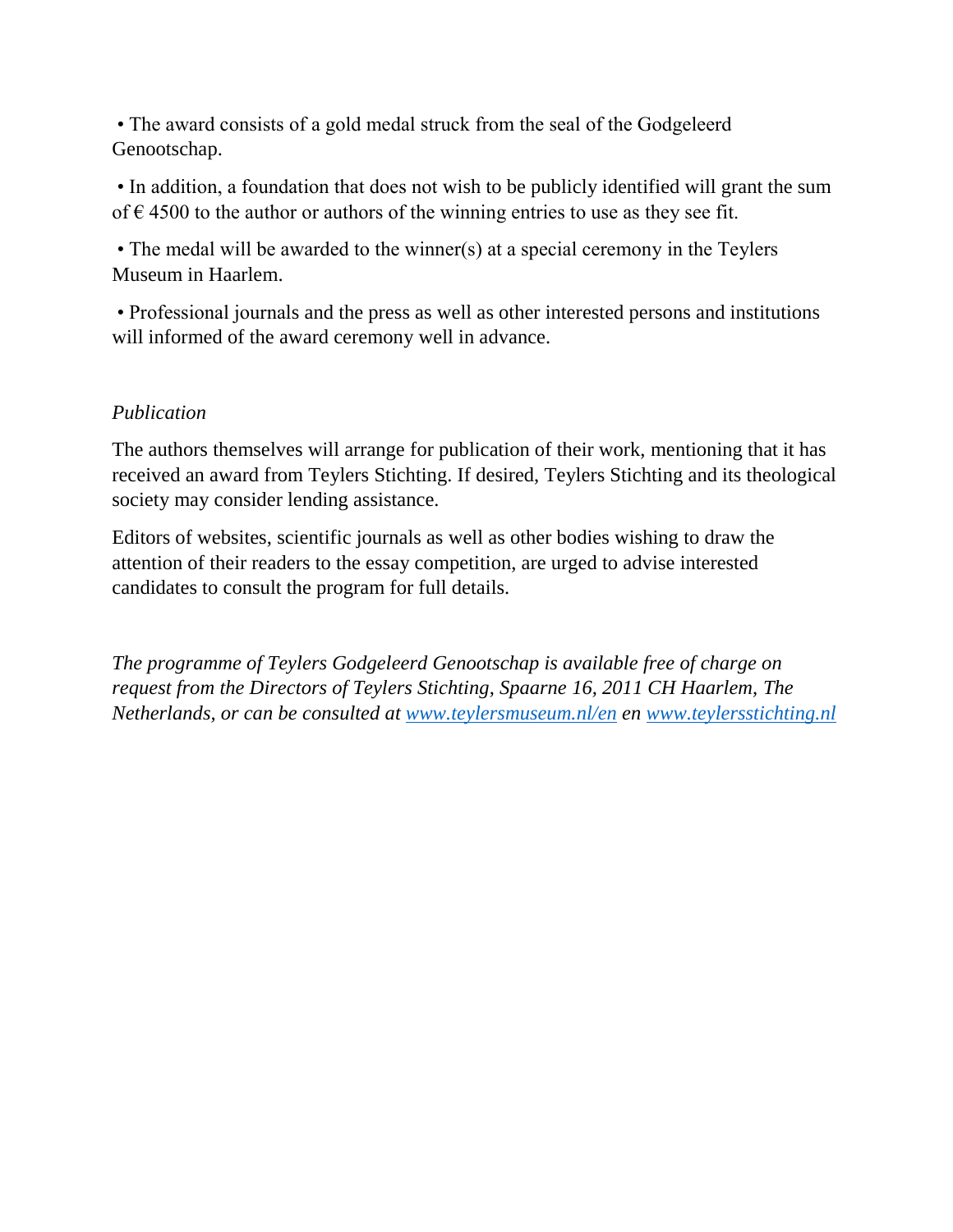- The award consists of a gold medal struck from the seal of the Godgeleerd Genootschap.
- In addition, a foundation that does not wish to be publicly identified will grant the sum of € 4500 to the author or authors of the winning entries to use as they see fit.
- The medal will be awarded to the winner(s) at a special ceremony in the Teylers Museum in Haarlem.
- Professional journals and the press as well as other interested persons and institutions will informed of the award ceremony well in advance.

*Publication*

The authors themselves will arrange for publication of their work, mentioning that it has received an award from Teylers Stichting. If desired, Teylers Stichting and its theological society may consider lending assistance.

Editors of websites, scientific journals as well as other bodies wishing to draw the attention of their readers to the essay competition, are urged to advise interested candidates to consult the program for full details.

*The programme of Teylers Godgeleerd Genootschap is available free of charge on request from the Directors of Teylers Stichting, Spaarne 16, 2011 CH Haarlem, The Netherlands, or can be consulted at [www.teylersmuseum.nl/en](http://www.teylersmuseum.nl/en) en [www.teylersstichting.nl](http://www.teylersstichting.nl)*